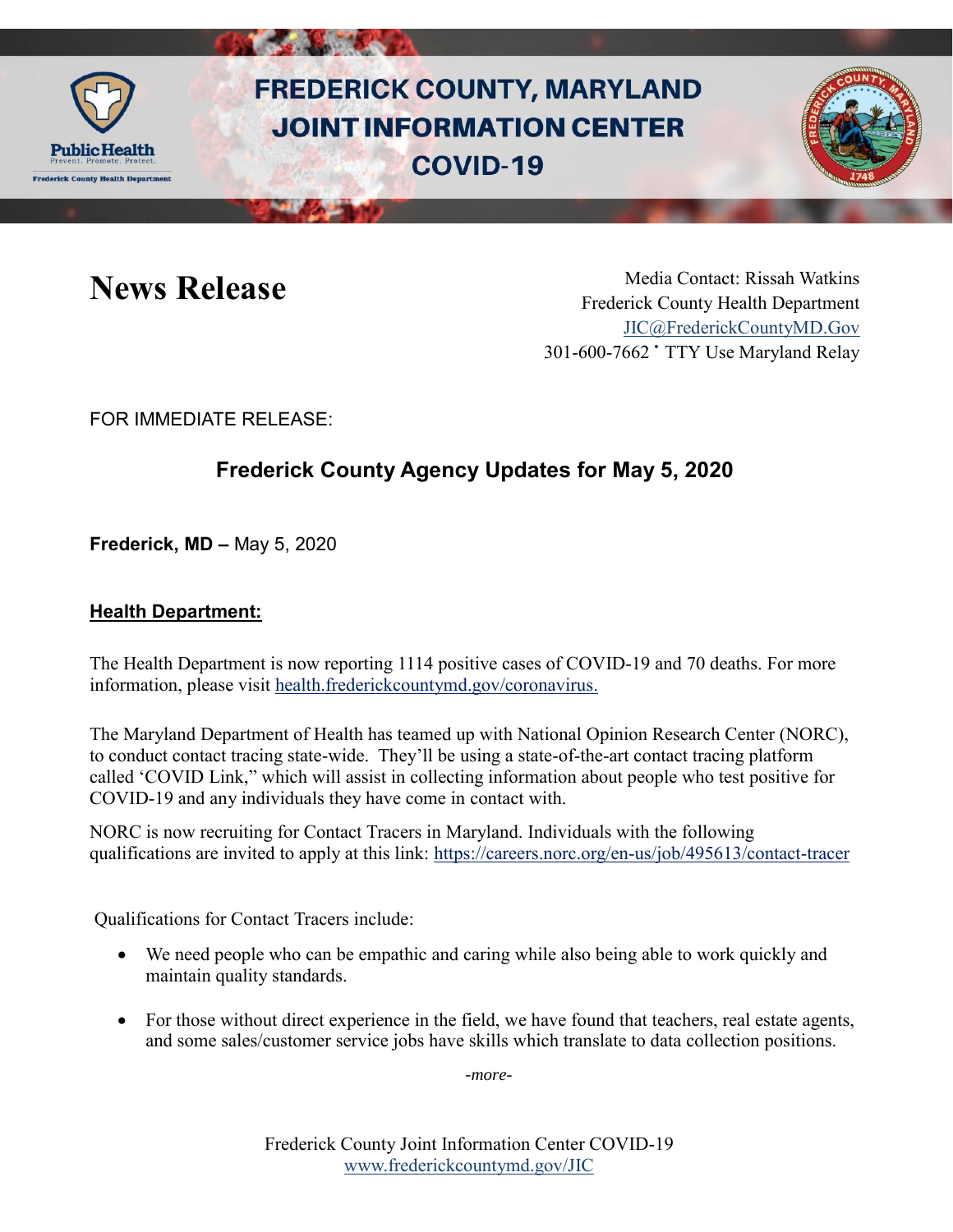# FREDERICK COUNTY, MARYLAND JOINT INFORMATION CENTER COVID-19

# News Release

Media Contact: Rissah Watkins
Frederick County Health Department
JIC@FrederickCountyMD.Gov
301-600-7662 • TTY Use Maryland Relay

FOR IMMEDIATE RELEASE:

## Frederick County Agency Updates for May 5, 2020

**Frederick, MD –** May 5, 2020

### Health Department:

The Health Department is now reporting 1114 positive cases of COVID-19 and 70 deaths. For more information, please visit health.frederickcountymd.gov/coronavirus.

The Maryland Department of Health has teamed up with National Opinion Research Center (NORC), to conduct contact tracing state-wide. They'll be using a state-of-the-art contact tracing platform called 'COVID Link," which will assist in collecting information about people who test positive for COVID-19 and any individuals they have come in contact with.

NORC is now recruiting for Contact Tracers in Maryland. Individuals with the following qualifications are invited to apply at this link: https://careers.norc.org/en-us/job/495613/contact-tracer

Qualifications for Contact Tracers include:

- We need people who can be empathic and caring while also being able to work quickly and maintain quality standards.
- For those without direct experience in the field, we have found that teachers, real estate agents, and some sales/customer service jobs have skills which translate to data collection positions.

*-more-*

Frederick County Joint Information Center COVID-19
www.frederickcountymd.gov/JIC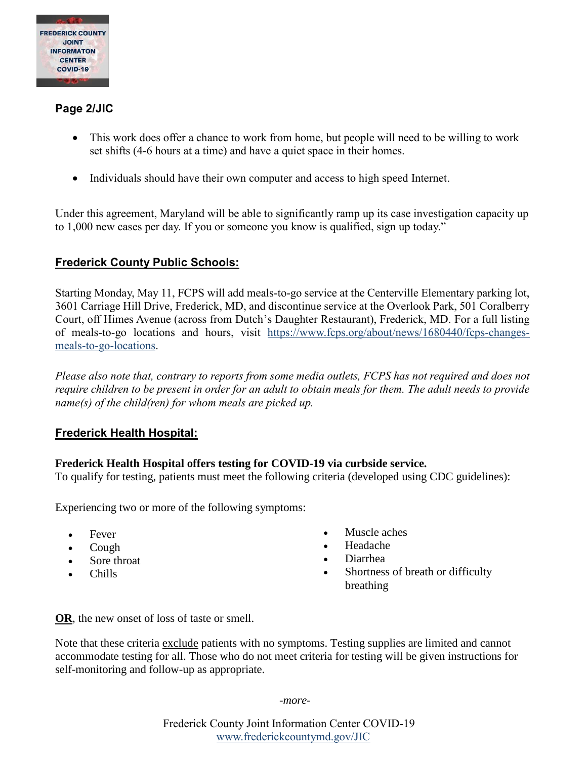- This work does offer a chance to work from home, but people will need to be willing to work set shifts (4-6 hours at a time) and have a quiet space in their homes.

- Individuals should have their own computer and access to high speed Internet.

Under this agreement, Maryland will be able to significantly ramp up its case investigation capacity up to 1,000 new cases per day. If you or someone you know is qualified, sign up today."

## Frederick County Public Schools:

Starting Monday, May 11, FCPS will add meals-to-go service at the Centerville Elementary parking lot, 3601 Carriage Hill Drive, Frederick, MD, and discontinue service at the Overlook Park, 501 Coralberry Court, off Himes Avenue (across from Dutch's Daughter Restaurant), Frederick, MD. For a full listing of meals-to-go locations and hours, visit https://www.fcps.org/about/news/1680440/fcps-changes-meals-to-go-locations.

*Please also note that, contrary to reports from some media outlets, FCPS has not required and does not require children to be present in order for an adult to obtain meals for them. The adult needs to provide name(s) of the child(ren) for whom meals are picked up.*

## Frederick Health Hospital:

**Frederick Health Hospital offers testing for COVID-19 via curbside service.**
To qualify for testing, patients must meet the following criteria (developed using CDC guidelines):

Experiencing two or more of the following symptoms:

- Fever
- Cough
- Sore throat
- Chills
- Muscle aches
- Headache
- Diarrhea
- Shortness of breath or difficulty breathing

**OR**, the new onset of loss of taste or smell.

Note that these criteria exclude patients with no symptoms. Testing supplies are limited and cannot accommodate testing for all. Those who do not meet criteria for testing will be given instructions for self-monitoring and follow-up as appropriate.

*-more-*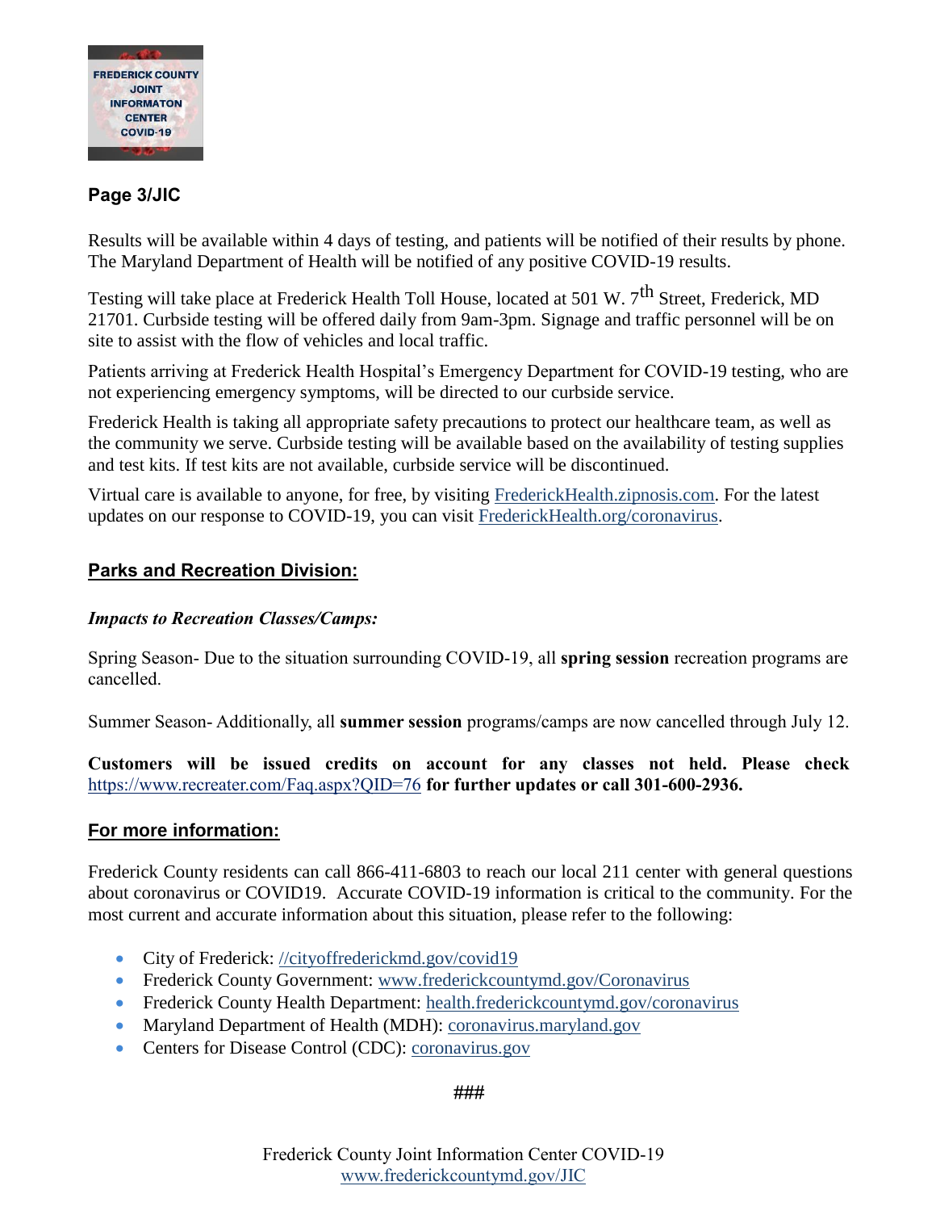**Page 3/JIC**

Results will be available within 4 days of testing, and patients will be notified of their results by phone. The Maryland Department of Health will be notified of any positive COVID-19 results.

Testing will take place at Frederick Health Toll House, located at 501 W. 7th Street, Frederick, MD 21701. Curbside testing will be offered daily from 9am-3pm. Signage and traffic personnel will be on site to assist with the flow of vehicles and local traffic.

Patients arriving at Frederick Health Hospital's Emergency Department for COVID-19 testing, who are not experiencing emergency symptoms, will be directed to our curbside service.

Frederick Health is taking all appropriate safety precautions to protect our healthcare team, as well as the community we serve. Curbside testing will be available based on the availability of testing supplies and test kits. If test kits are not available, curbside service will be discontinued.

Virtual care is available to anyone, for free, by visiting FrederickHealth.zipnosis.com. For the latest updates on our response to COVID-19, you can visit FrederickHealth.org/coronavirus.

## Parks and Recreation Division:

***Impacts to Recreation Classes/Camps:***

Spring Season- Due to the situation surrounding COVID-19, all **spring session** recreation programs are cancelled.

Summer Season- Additionally, all **summer session** programs/camps are now cancelled through July 12.

**Customers will be issued credits on account for any classes not held. Please check** https://www.recreater.com/Faq.aspx?QID=76 **for further updates or call 301-600-2936.**

## For more information:

Frederick County residents can call 866-411-6803 to reach our local 211 center with general questions about coronavirus or COVID19. Accurate COVID-19 information is critical to the community. For the most current and accurate information about this situation, please refer to the following:

- City of Frederick: //cityoffrederickmd.gov/covid19
- Frederick County Government: www.frederickcountymd.gov/Coronavirus
- Frederick County Health Department: health.frederickcountymd.gov/coronavirus
- Maryland Department of Health (MDH): coronavirus.maryland.gov
- Centers for Disease Control (CDC): coronavirus.gov

###

Frederick County Joint Information Center COVID-19
www.frederickcountymd.gov/JIC